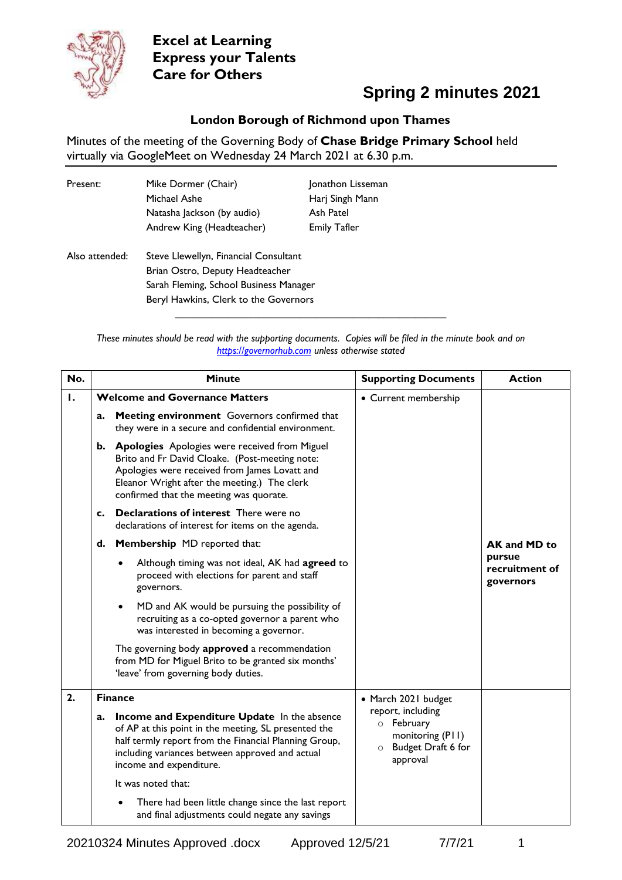**Excel at Learning**
**Express your Talents**
**Care for Others**

# Spring 2 minutes 2021

### London Borough of Richmond upon Thames

Minutes of the meeting of the Governing Body of **Chase Bridge Primary School** held virtually via GoogleMeet on Wednesday 24 March 2021 at 6.30 p.m.

| | | |
|---|---|---|
| Present: | Mike Dormer (Chair) | Jonathon Lisseman |
| | Michael Ashe | Harj Singh Mann |
| | Natasha Jackson (by audio) | Ash Patel |
| | Andrew King (Headteacher) | Emily Tafler |
| Also attended: | Steve Llewellyn, Financial Consultant | |
| | Brian Ostro, Deputy Headteacher | |
| | Sarah Fleming, School Business Manager | |
| | Beryl Hawkins, Clerk to the Governors | |

*These minutes should be read with the supporting documents. Copies will be filed in the minute book and on [https://governorhub.com](https://governorhub.com) unless otherwise stated*

| No. | Minute | Supporting Documents | Action |
|---|---|---|---|
| **1.** | **Welcome and Governance Matters**<br><br>**a. Meeting environment** Governors confirmed that they were in a secure and confidential environment.<br><br>**b. Apologies** Apologies were received from Miguel Brito and Fr David Cloake. (Post-meeting note: Apologies were received from James Lovatt and Eleanor Wright after the meeting.) The clerk confirmed that the meeting was quorate.<br><br>**c. Declarations of interest** There were no declarations of interest for items on the agenda.<br><br>**d. Membership** MD reported that:<br>• Although timing was not ideal, AK had **agreed** to proceed with elections for parent and staff governors.<br>• MD and AK would be pursuing the possibility of recruiting as a co-opted governor a parent who was interested in becoming a governor.<br><br>The governing body **approved** a recommendation from MD for Miguel Brito to be granted six months' 'leave' from governing body duties. | • Current membership | **AK and MD to pursue recruitment of governors** |
| **2.** | **Finance**<br><br>**a. Income and Expenditure Update** In the absence of AP at this point in the meeting, SL presented the half termly report from the Financial Planning Group, including variances between approved and actual income and expenditure.<br><br>It was noted that:<br>• There had been little change since the last report and final adjustments could negate any savings | • March 2021 budget report, including<br>○ February monitoring (P11)<br>○ Budget Draft 6 for approval | |

20210324 Minutes Approved .docx    Approved 12/5/21    7/7/21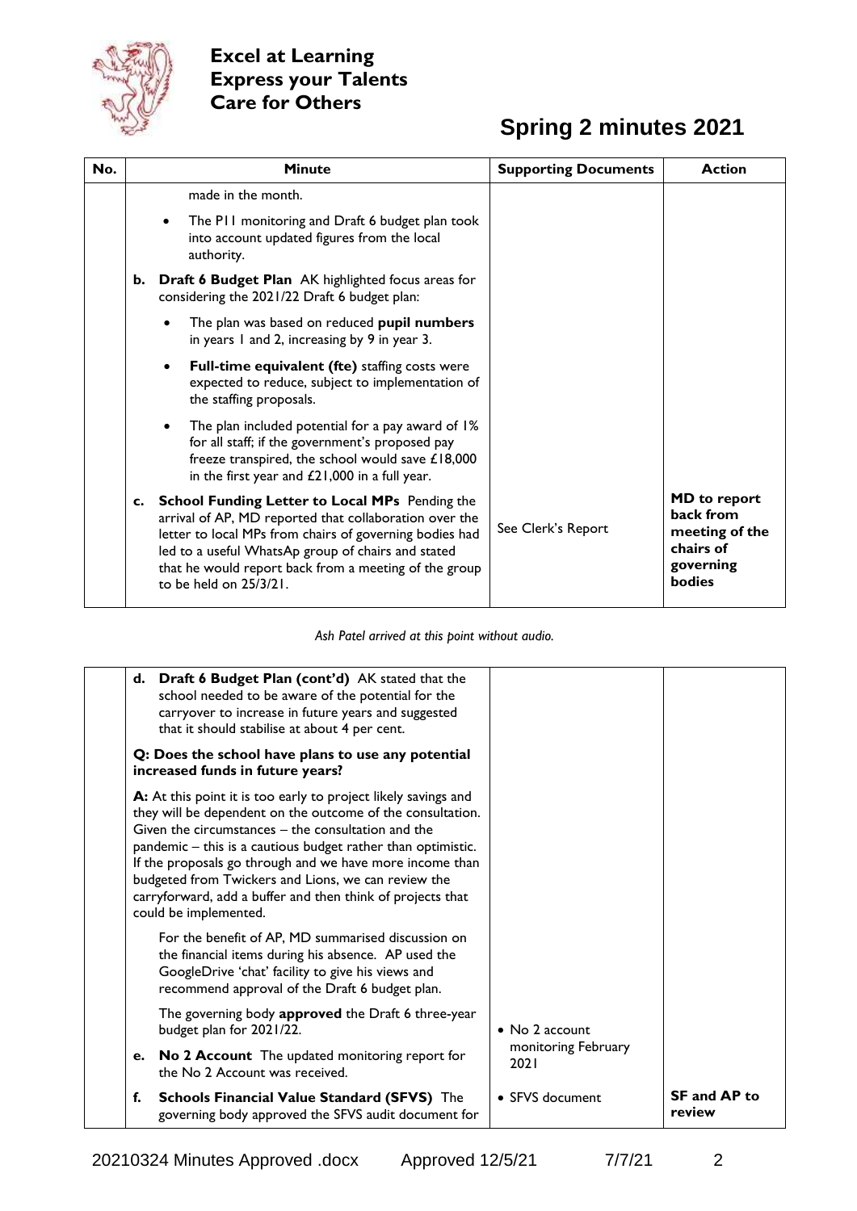**Excel at Learning**
**Express your Talents**
**Care for Others**

# Spring 2 minutes 2021

| No. | Minute | Supporting Documents | Action |
|---|---|---|---|
| | made in the month.<br>• The P11 monitoring and Draft 6 budget plan took into account updated figures from the local authority. | | |
| | **b. Draft 6 Budget Plan** AK highlighted focus areas for considering the 2021/22 Draft 6 budget plan:<br>• The plan was based on reduced **pupil numbers** in years 1 and 2, increasing by 9 in year 3.<br>• **Full-time equivalent (fte)** staffing costs were expected to reduce, subject to implementation of the staffing proposals.<br>• The plan included potential for a pay award of 1% for all staff; if the government's proposed pay freeze transpired, the school would save £18,000 in the first year and £21,000 in a full year. | | |
| | **c. School Funding Letter to Local MPs** Pending the arrival of AP, MD reported that collaboration over the letter to local MPs from chairs of governing bodies had led to a useful WhatsAp group of chairs and stated that he would report back from a meeting of the group to be held on 25/3/21. | See Clerk's Report | **MD to report back from meeting of the chairs of governing bodies** |

*Ash Patel arrived at this point without audio.*

| No. | Minute | Supporting Documents | Action |
|---|---|---|---|
| | **d. Draft 6 Budget Plan (cont'd)** AK stated that the school needed to be aware of the potential for the carryover to increase in future years and suggested that it should stabilise at about 4 per cent.<br>**Q: Does the school have plans to use any potential increased funds in future years?**<br>**A:** At this point it is too early to project likely savings and they will be dependent on the outcome of the consultation. Given the circumstances – the consultation and the pandemic – this is a cautious budget rather than optimistic. If the proposals go through and we have more income than budgeted from Twickers and Lions, we can review the carryforward, add a buffer and then think of projects that could be implemented.<br>For the benefit of AP, MD summarised discussion on the financial items during his absence. AP used the GoogleDrive 'chat' facility to give his views and recommend approval of the Draft 6 budget plan.<br>The governing body **approved** the Draft 6 three-year budget plan for 2021/22. | | |
| | **e. No 2 Account** The updated monitoring report for the No 2 Account was received. | • No 2 account monitoring February 2021 | |
| | **f. Schools Financial Value Standard (SFVS)** The governing body approved the SFVS audit document for | • SFVS document | **SF and AP to review** |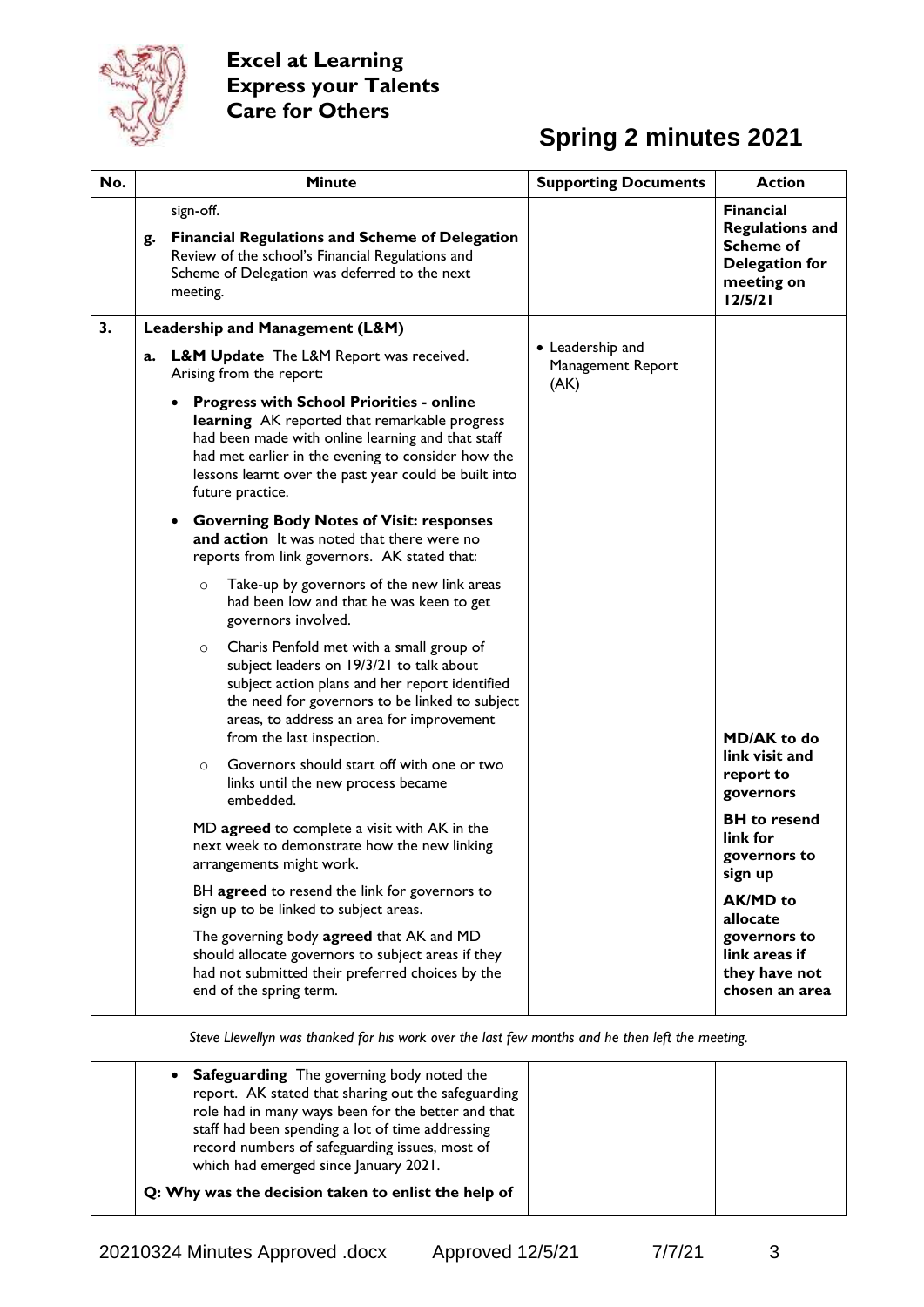**Excel at Learning**
**Express your Talents**
**Care for Others**

# Spring 2 minutes 2021

| No. | Minute | Supporting Documents | Action |
|---|---|---|---|
| | sign-off.<br><br>**g. Financial Regulations and Scheme of Delegation** Review of the school's Financial Regulations and Scheme of Delegation was deferred to the next meeting. | | **Financial Regulations and Scheme of Delegation for meeting on 12/5/21** |
| **3.** | **Leadership and Management (L&M)**<br><br>**a. L&M Update** The L&M Report was received. Arising from the report:<br><br>• **Progress with School Priorities - online learning** AK reported that remarkable progress had been made with online learning and that staff had met earlier in the evening to consider how the lessons learnt over the past year could be built into future practice.<br><br>• **Governing Body Notes of Visit: responses and action** It was noted that there were no reports from link governors. AK stated that:<br><br>o Take-up by governors of the new link areas had been low and that he was keen to get governors involved.<br><br>o Charis Penfold met with a small group of subject leaders on 19/3/21 to talk about subject action plans and her report identified the need for governors to be linked to subject areas, to address an area for improvement from the last inspection.<br><br>o Governors should start off with one or two links until the new process became embedded.<br><br>MD **agreed** to complete a visit with AK in the next week to demonstrate how the new linking arrangements might work.<br><br>BH **agreed** to resend the link for governors to sign up to be linked to subject areas.<br><br>The governing body **agreed** that AK and MD should allocate governors to subject areas if they had not submitted their preferred choices by the end of the spring term. | • Leadership and Management Report (AK) | **MD/AK to do link visit and report to governors**<br><br>**BH to resend link for governors to sign up**<br><br>**AK/MD to allocate governors to link areas if they have not chosen an area** |

*Steve Llewellyn was thanked for his work over the last few months and he then left the meeting.*

| No. | Minute | Supporting Documents | Action |
|---|---|---|---|
| | • **Safeguarding** The governing body noted the report. AK stated that sharing out the safeguarding role had in many ways been for the better and that staff had been spending a lot of time addressing record numbers of safeguarding issues, most of which had emerged since January 2021.<br><br>**Q: Why was the decision taken to enlist the help of** | | |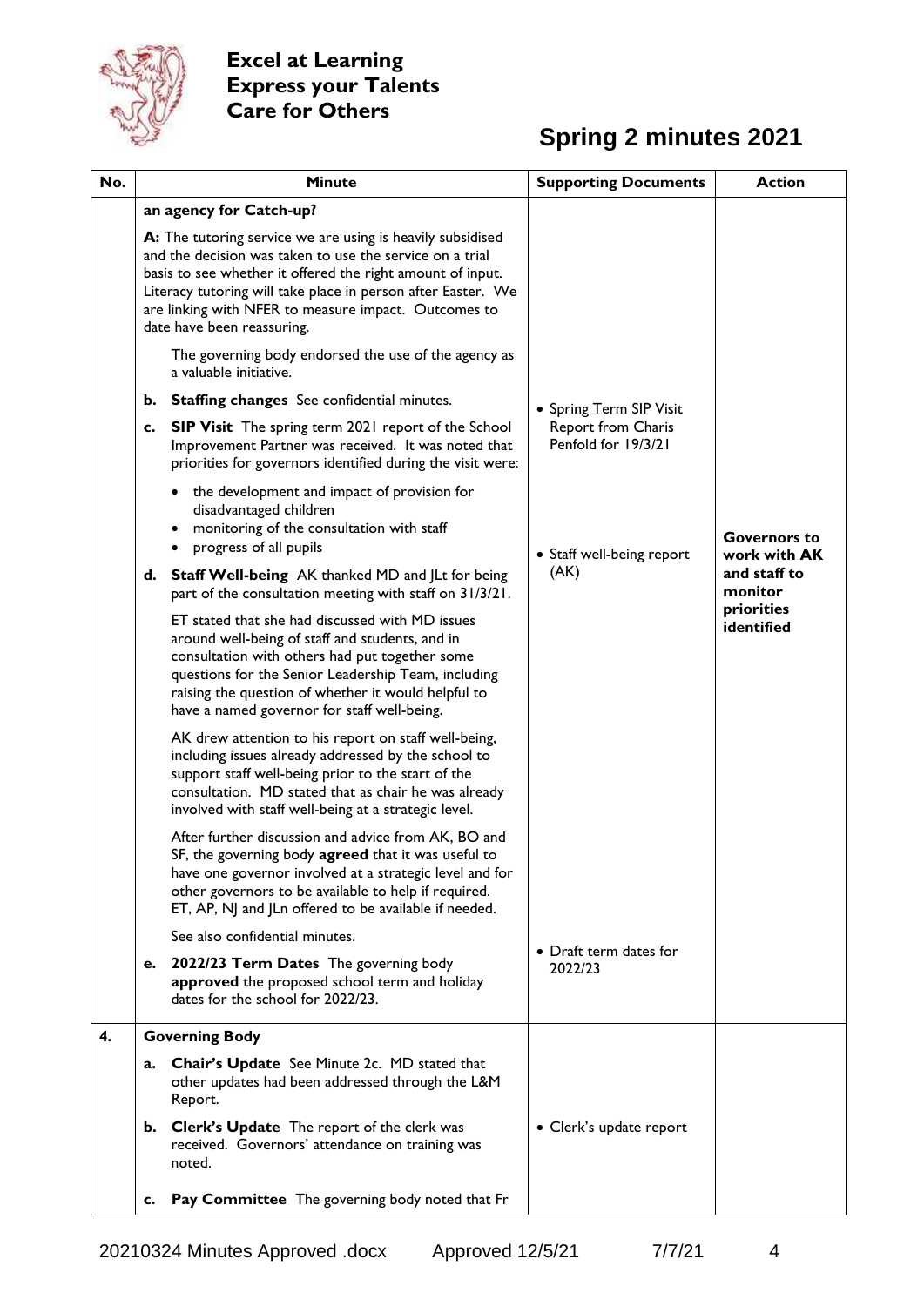**Excel at Learning**
**Express your Talents**
**Care for Others**

# Spring 2 minutes 2021

| No. | Minute | Supporting Documents | Action |
|---|---|---|---|
| | **an agency for Catch-up?**<br><br>**A:** The tutoring service we are using is heavily subsidised and the decision was taken to use the service on a trial basis to see whether it offered the right amount of input. Literacy tutoring will take place in person after Easter. We are linking with NFER to measure impact. Outcomes to date have been reassuring.<br><br>The governing body endorsed the use of the agency as a valuable initiative.<br><br>**b. Staffing changes** See confidential minutes.<br><br>**c. SIP Visit** The spring term 2021 report of the School Improvement Partner was received. It was noted that priorities for governors identified during the visit were:<br>• the development and impact of provision for disadvantaged children<br>• monitoring of the consultation with staff<br>• progress of all pupils<br><br>**d. Staff Well-being** AK thanked MD and JLt for being part of the consultation meeting with staff on 31/3/21.<br><br>ET stated that she had discussed with MD issues around well-being of staff and students, and in consultation with others had put together some questions for the Senior Leadership Team, including raising the question of whether it would helpful to have a named governor for staff well-being.<br><br>AK drew attention to his report on staff well-being, including issues already addressed by the school to support staff well-being prior to the start of the consultation. MD stated that as chair he was already involved with staff well-being at a strategic level.<br><br>After further discussion and advice from AK, BO and SF, the governing body **agreed** that it was useful to have one governor involved at a strategic level and for other governors to be available to help if required. ET, AP, NJ and JLn offered to be available if needed.<br><br>See also confidential minutes.<br><br>**e. 2022/23 Term Dates** The governing body **approved** the proposed school term and holiday dates for the school for 2022/23. | • Spring Term SIP Visit Report from Charis Penfold for 19/3/21<br><br>• Staff well-being report (AK)<br><br>• Draft term dates for 2022/23 | **Governors to work with AK and staff to monitor priorities identified** |
| **4.** | **Governing Body**<br><br>**a. Chair's Update** See Minute 2c. MD stated that other updates had been addressed through the L&M Report.<br><br>**b. Clerk's Update** The report of the clerk was received. Governors' attendance on training was noted.<br><br>**c. Pay Committee** The governing body noted that Fr | • Clerk's update report | |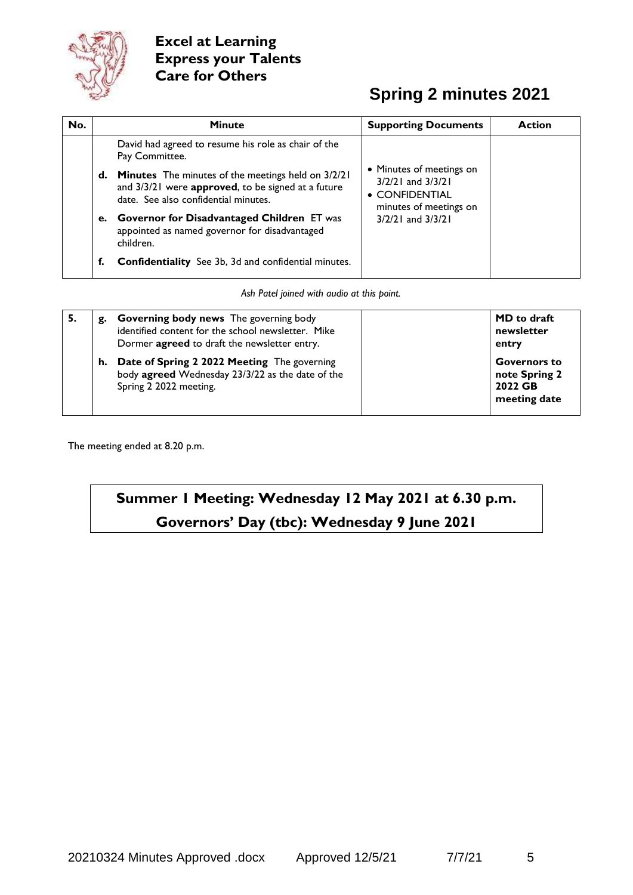**Excel at Learning**
**Express your Talents**
**Care for Others**

# Spring 2 minutes 2021

| No. | Minute | Supporting Documents | Action |
|---|---|---|---|
| | David had agreed to resume his role as chair of the Pay Committee.<br><br>**d. Minutes** The minutes of the meetings held on 3/2/21 and 3/3/21 were **approved**, to be signed at a future date. See also confidential minutes.<br><br>**e. Governor for Disadvantaged Children** ET was appointed as named governor for disadvantaged children.<br><br>**f. Confidentiality** See 3b, 3d and confidential minutes. | • Minutes of meetings on 3/2/21 and 3/3/21<br>• CONFIDENTIAL minutes of meetings on 3/2/21 and 3/3/21 | |

*Ash Patel joined with audio at this point.*

| | | | |
|---|---|---|---|
| **5.** | **g. Governing body news** The governing body identified content for the school newsletter. Mike Dormer **agreed** to draft the newsletter entry.<br><br>**h. Date of Spring 2 2022 Meeting** The governing body **agreed** Wednesday 23/3/22 as the date of the Spring 2 2022 meeting. | | **MD to draft newsletter entry**<br><br>**Governors to note Spring 2 2022 GB meeting date** |

The meeting ended at 8.20 p.m.

**Summer 1 Meeting: Wednesday 12 May 2021 at 6.30 p.m.**

**Governors' Day (tbc): Wednesday 9 June 2021**